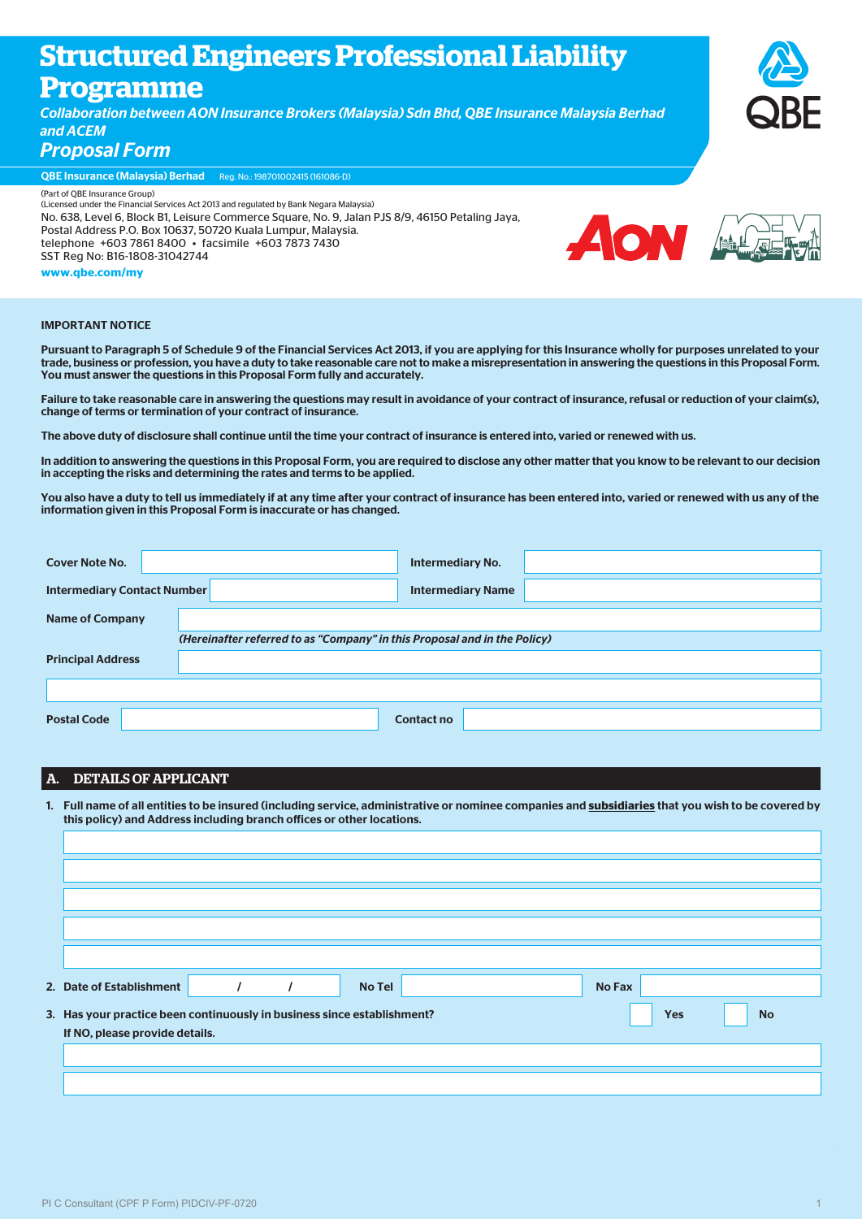# Structured Engineers Professional Liability Programme

*Collaboration between AON Insurance Brokers (Malaysia) Sdn Bhd, QBE Insurance Malaysia Berhad and ACEM*

## *Proposal Form*

**QBE Insurance (Malaysia) Berhad** Reg. No.: 198701002415 (161086-D)

(Part of QBE Insurance Group)
(Licensed under the Financial Services Act 2013 and regulated by Bank Negara Malaysia)
No. 638, Level 6, Block B1, Leisure Commerce Square, No. 9, Jalan PJS 8/9, 46150 Petaling Jaya,
Postal Address P.O. Box 10637, 50720 Kuala Lumpur, Malaysia.
telephone +603 7861 8400 • facsimile +603 7873 7430
SST Reg No: B16-1808-31042744
**www.qbe.com/my**

**IMPORTANT NOTICE**

**Pursuant to Paragraph 5 of Schedule 9 of the Financial Services Act 2013, if you are applying for this Insurance wholly for purposes unrelated to your trade, business or profession, you have a duty to take reasonable care not to make a misrepresentation in answering the questions in this Proposal Form. You must answer the questions in this Proposal Form fully and accurately.**

**Failure to take reasonable care in answering the questions may result in avoidance of your contract of insurance, refusal or reduction of your claim(s), change of terms or termination of your contract of insurance.**

**The above duty of disclosure shall continue until the time your contract of insurance is entered into, varied or renewed with us.**

**In addition to answering the questions in this Proposal Form, you are required to disclose any other matter that you know to be relevant to our decision in accepting the risks and determining the rates and terms to be applied.**

**You also have a duty to tell us immediately if at any time after your contract of insurance has been entered into, varied or renewed with us any of the information given in this Proposal Form is inaccurate or has changed.**

| | | | |
|---|---|---|---|
| **Cover Note No.** | | **Intermediary No.** | |
| **Intermediary Contact Number** | | **Intermediary Name** | |

**Name of Company** ______________________________

***(Hereinafter referred to as "Company" in this Proposal and in the Policy)***

**Principal Address** ______________________________

______________________________

**Postal Code** ______________ **Contact no** ______________

## A. DETAILS OF APPLICANT

1. **Full name of all entities to be insured (including service, administrative or nominee companies and <u>subsidiaries</u> that you wish to be covered by this policy) and Address including branch offices or other locations.**

______________________________

______________________________

______________________________

______________________________

______________________________

2. **Date of Establishment** ____ / ____ / ____ **No Tel** ______________ **No Fax** ______________

3. **Has your practice been continuously in business since establishment?** ☐ **Yes** ☐ **No**

**If NO, please provide details.**

______________________________

______________________________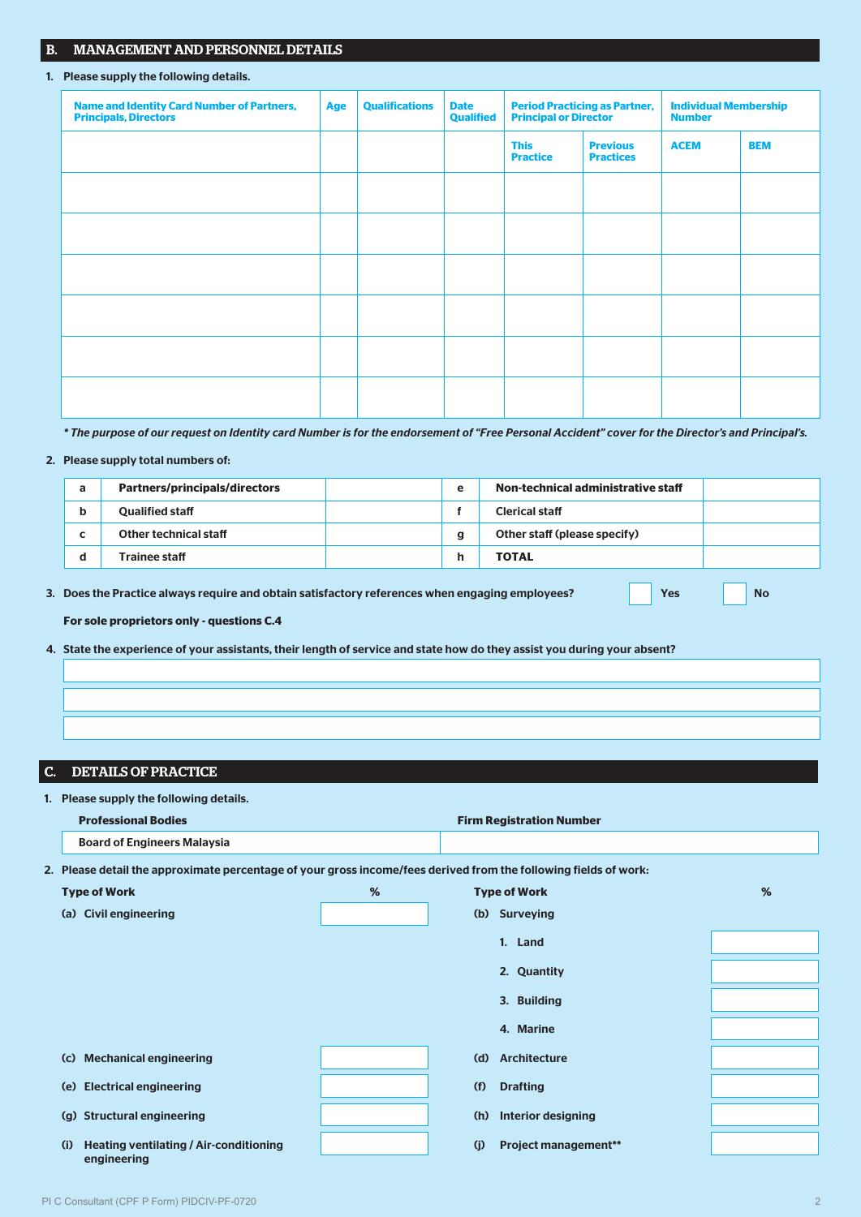## B. MANAGEMENT AND PERSONNEL DETAILS

1. Please supply the following details.

| Name and Identity Card Number of Partners, Principals, Directors | Age | Qualifications | Date Qualified | Period Practicing as Partner, Principal or Director | | Individual Membership Number | |
|---|---|---|---|---|---|---|---|
| | | | | This Practice | Previous Practices | ACEM | BEM |
| | | | | | | | |
| | | | | | | | |
| | | | | | | | |
| | | | | | | | |
| | | | | | | | |
| | | | | | | | |

*\* The purpose of our request on Identity card Number is for the endorsement of "Free Personal Accident" cover for the Director's and Principal's.*

2. Please supply total numbers of:

| | | | | | |
|---|---|---|---|---|---|
| a | Partners/principals/directors | | e | Non-technical administrative staff | |
| b | Qualified staff | | f | Clerical staff | |
| c | Other technical staff | | g | Other staff (please specify) | |
| d | Trainee staff | | h | **TOTAL** | |

3. Does the Practice always require and obtain satisfactory references when engaging employees? ☐ Yes ☐ No

**For sole proprietors only - questions C.4**

4. State the experience of your assistants, their length of service and state how do they assist you during your absent?

______________________________

______________________________

______________________________

## C. DETAILS OF PRACTICE

1. Please supply the following details.

| Professional Bodies | Firm Registration Number |
|---|---|
| Board of Engineers Malaysia | |

2. Please detail the approximate percentage of your gross income/fees derived from the following fields of work:

| Type of Work | % | Type of Work | % |
|---|---|---|---|
| (a) Civil engineering | | (b) Surveying | |
| | | 1. Land | |
| | | 2. Quantity | |
| | | 3. Building | |
| | | 4. Marine | |
| (c) Mechanical engineering | | (d) Architecture | |
| (e) Electrical engineering | | (f) Drafting | |
| (g) Structural engineering | | (h) Interior designing | |
| (i) Heating ventilating / Air-conditioning engineering | | (j) Project management** | |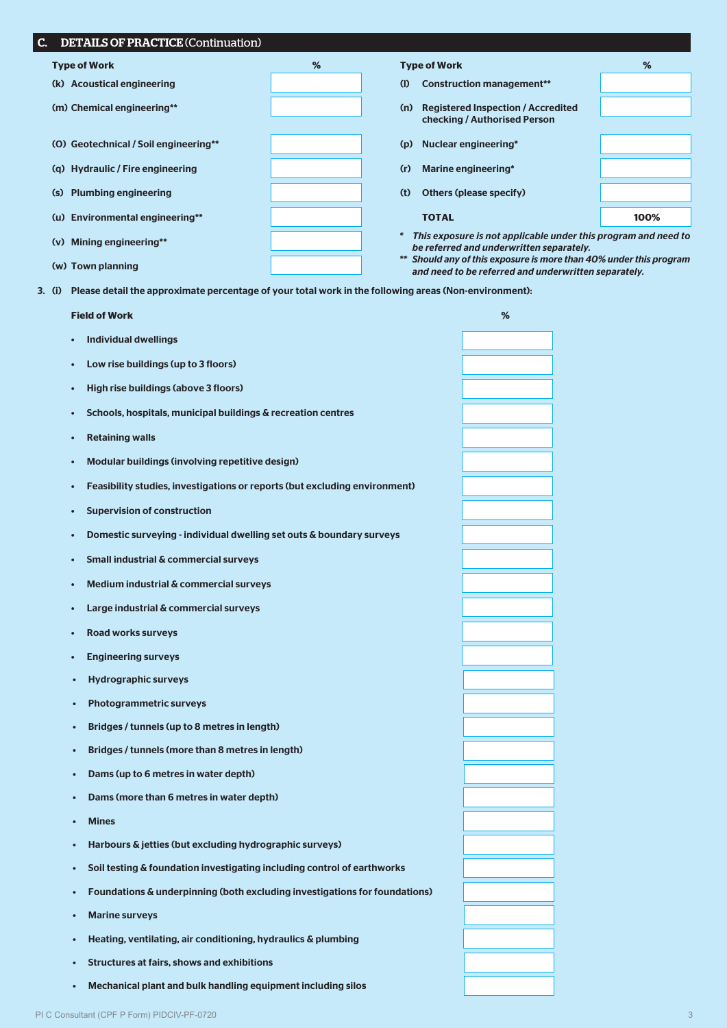## C. DETAILS OF PRACTICE (Continuation)

| Type of Work | % | Type of Work | % |
|---|---|---|---|
| (k) Acoustical engineering | | (l) Construction management** | |
| (m) Chemical engineering** | | (n) Registered Inspection / Accredited checking / Authorised Person | |
| (O) Geotechnical / Soil engineering** | | (p) Nuclear engineering* | |
| (q) Hydraulic / Fire engineering | | (r) Marine engineering* | |
| (s) Plumbing engineering | | (t) Others (please specify) | |
| (u) Environmental engineering** | | **TOTAL** | **100%** |
| (v) Mining engineering** | | | |
| (w) Town planning | | | |

*\* This exposure is not applicable under this program and need to be referred and underwritten separately.*

*\*\* Should any of this exposure is more than 40% under this program and need to be referred and underwritten separately.*

3. (i) Please detail the approximate percentage of your total work in the following areas (Non-environment):

| Field of Work | % |
|---|---|
| • Individual dwellings | |
| • Low rise buildings (up to 3 floors) | |
| • High rise buildings (above 3 floors) | |
| • Schools, hospitals, municipal buildings & recreation centres | |
| • Retaining walls | |
| • Modular buildings (involving repetitive design) | |
| • Feasibility studies, investigations or reports (but excluding environment) | |
| • Supervision of construction | |
| • Domestic surveying - individual dwelling set outs & boundary surveys | |
| • Small industrial & commercial surveys | |
| • Medium industrial & commercial surveys | |
| • Large industrial & commercial surveys | |
| • Road works surveys | |
| • Engineering surveys | |
| • Hydrographic surveys | |
| • Photogrammetric surveys | |
| • Bridges / tunnels (up to 8 metres in length) | |
| • Bridges / tunnels (more than 8 metres in length) | |
| • Dams (up to 6 metres in water depth) | |
| • Dams (more than 6 metres in water depth) | |
| • Mines | |
| • Harbours & jetties (but excluding hydrographic surveys) | |
| • Soil testing & foundation investigating including control of earthworks | |
| • Foundations & underpinning (both excluding investigations for foundations) | |
| • Marine surveys | |
| • Heating, ventilating, air conditioning, hydraulics & plumbing | |
| • Structures at fairs, shows and exhibitions | |
| • Mechanical plant and bulk handling equipment including silos | |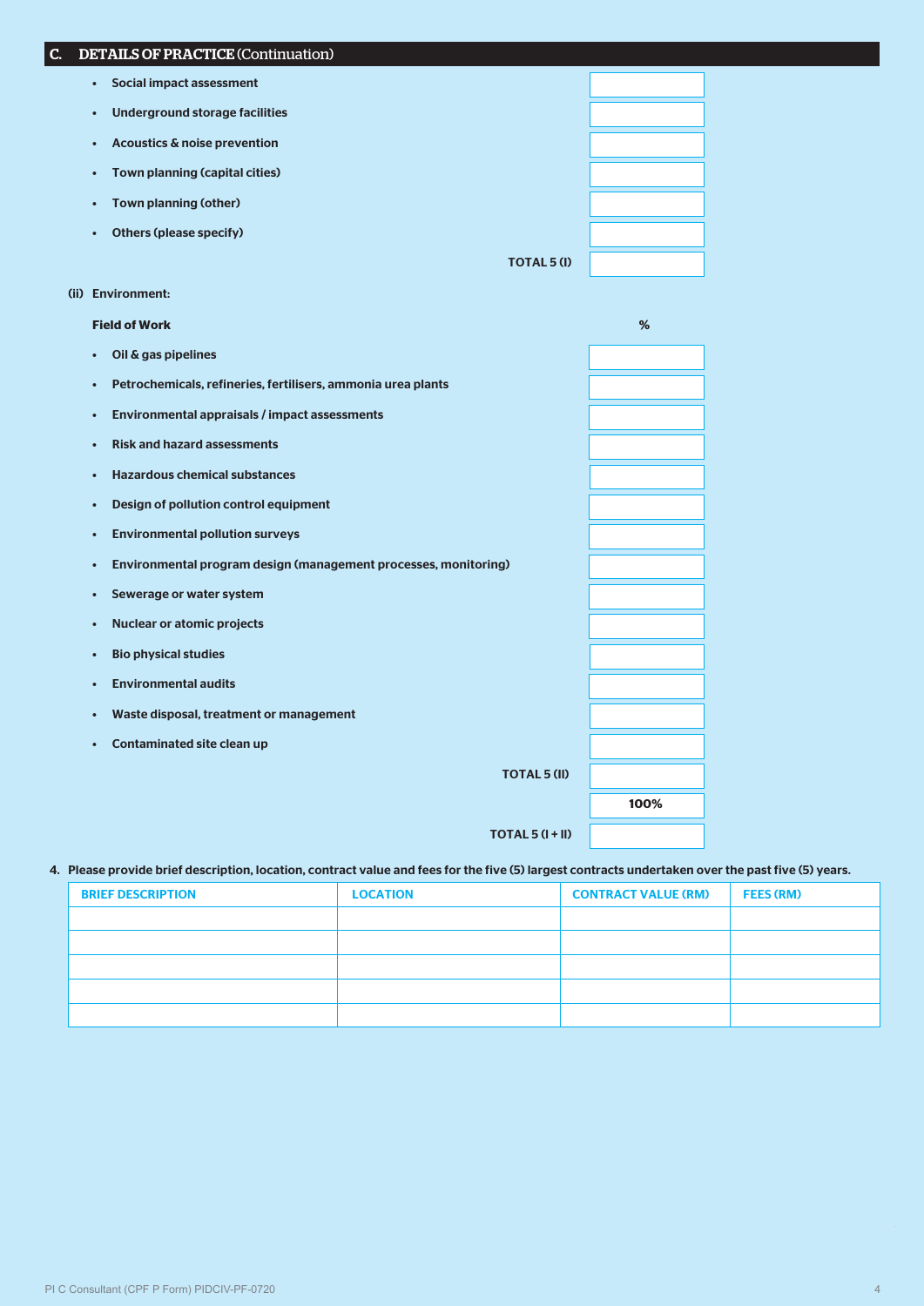## C. DETAILS OF PRACTICE (Continuation)

| | |
|---|---|
| • Social impact assessment | |
| • Underground storage facilities | |
| • Acoustics & noise prevention | |
| • Town planning (capital cities) | |
| • Town planning (other) | |
| • Others (please specify) | |
| **TOTAL 5 (I)** | |

**(ii) Environment:**

| Field of Work | % |
|---|---|
| • Oil & gas pipelines | |
| • Petrochemicals, refineries, fertilisers, ammonia urea plants | |
| • Environmental appraisals / impact assessments | |
| • Risk and hazard assessments | |
| • Hazardous chemical substances | |
| • Design of pollution control equipment | |
| • Environmental pollution surveys | |
| • Environmental program design (management processes, monitoring) | |
| • Sewerage or water system | |
| • Nuclear or atomic projects | |
| • Bio physical studies | |
| • Environmental audits | |
| • Waste disposal, treatment or management | |
| • Contaminated site clean up | |
| **TOTAL 5 (II)** | |
| | **100%** |
| **TOTAL 5 (I + II)** | |

4. Please provide brief description, location, contract value and fees for the five (5) largest contracts undertaken over the past five (5) years.

| BRIEF DESCRIPTION | LOCATION | CONTRACT VALUE (RM) | FEES (RM) |
|---|---|---|---|
| | | | |
| | | | |
| | | | |
| | | | |
| | | | |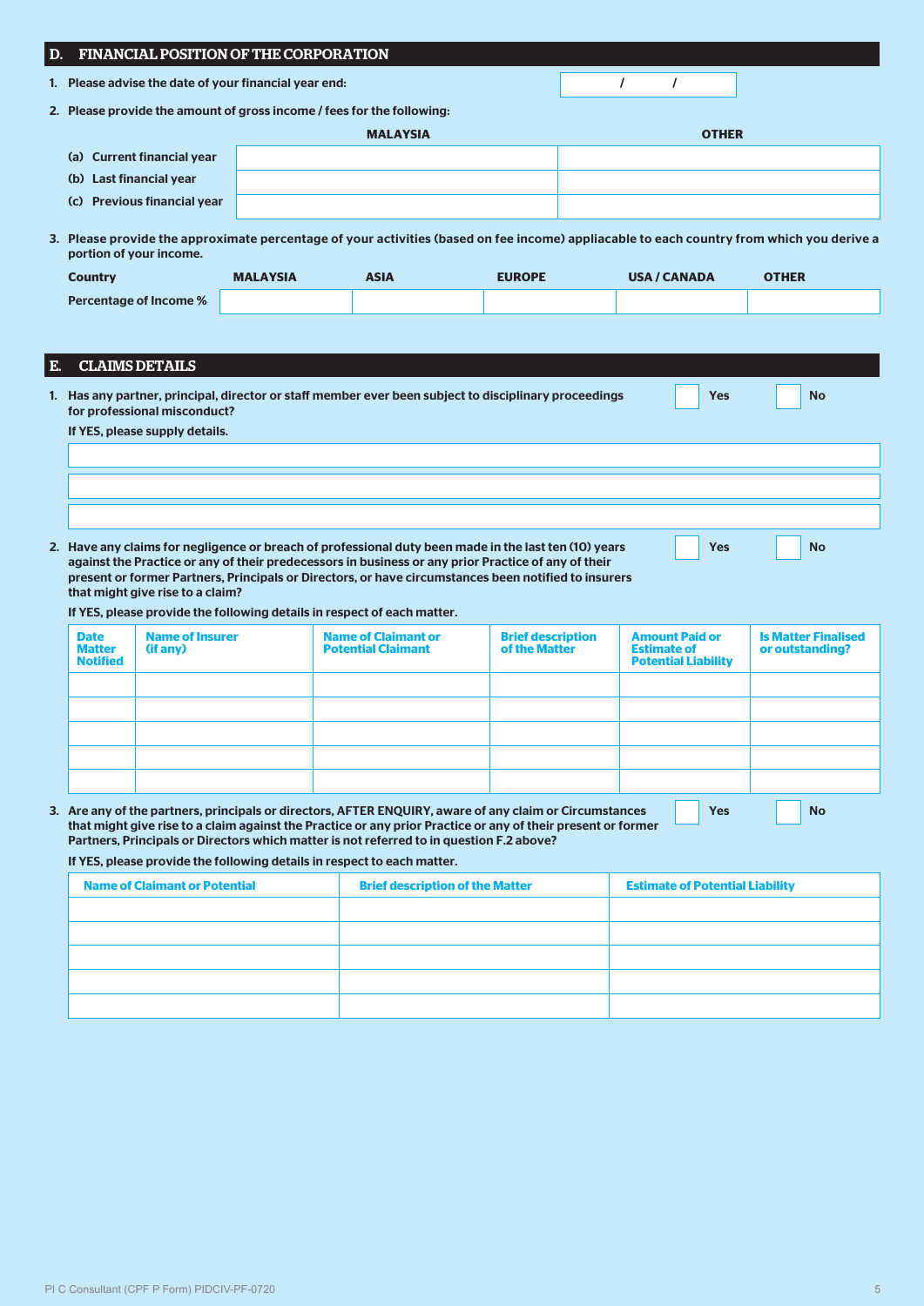## D. FINANCIAL POSITION OF THE CORPORATION

1. Please advise the date of your financial year end: / /

2. Please provide the amount of gross income / fees for the following:

| | MALAYSIA | OTHER |
|---|---|---|
| (a) Current financial year | | |
| (b) Last financial year | | |
| (c) Previous financial year | | |

3. Please provide the approximate percentage of your activities (based on fee income) appliacable to each country from which you derive a portion of your income.

| Country | MALAYSIA | ASIA | EUROPE | USA / CANADA | OTHER |
|---|---|---|---|---|---|
| Percentage of Income % | | | | | |

## E. CLAIMS DETAILS

1. Has any partner, principal, director or staff member ever been subject to disciplinary proceedings for professional misconduct? ☐ Yes ☐ No

   If YES, please supply details.

   ______________________________________________

   ______________________________________________

   ______________________________________________

2. Have any claims for negligence or breach of professional duty been made in the last ten (10) years against the Practice or any of their predecessors in business or any prior Practice of any of their present or former Partners, Principals or Directors, or have circumstances been notified to insurers that might give rise to a claim? ☐ Yes ☐ No

   If YES, please provide the following details in respect of each matter.

| Date Matter Notified | Name of Insurer (if any) | Name of Claimant or Potential Claimant | Brief description of the Matter | Amount Paid or Estimate of Potential Liability | Is Matter Finalised or outstanding? |
|---|---|---|---|---|---|
| | | | | | |
| | | | | | |
| | | | | | |
| | | | | | |
| | | | | | |

3. Are any of the partners, principals or directors, AFTER ENQUIRY, aware of any claim or Circumstances that might give rise to a claim against the Practice or any prior Practice or any of their present or former Partners, Principals or Directors which matter is not referred to in question F.2 above? ☐ Yes ☐ No

   If YES, please provide the following details in respect to each matter.

| Name of Claimant or Potential | Brief description of the Matter | Estimate of Potential Liability |
|---|---|---|
| | | |
| | | |
| | | |
| | | |
| | | |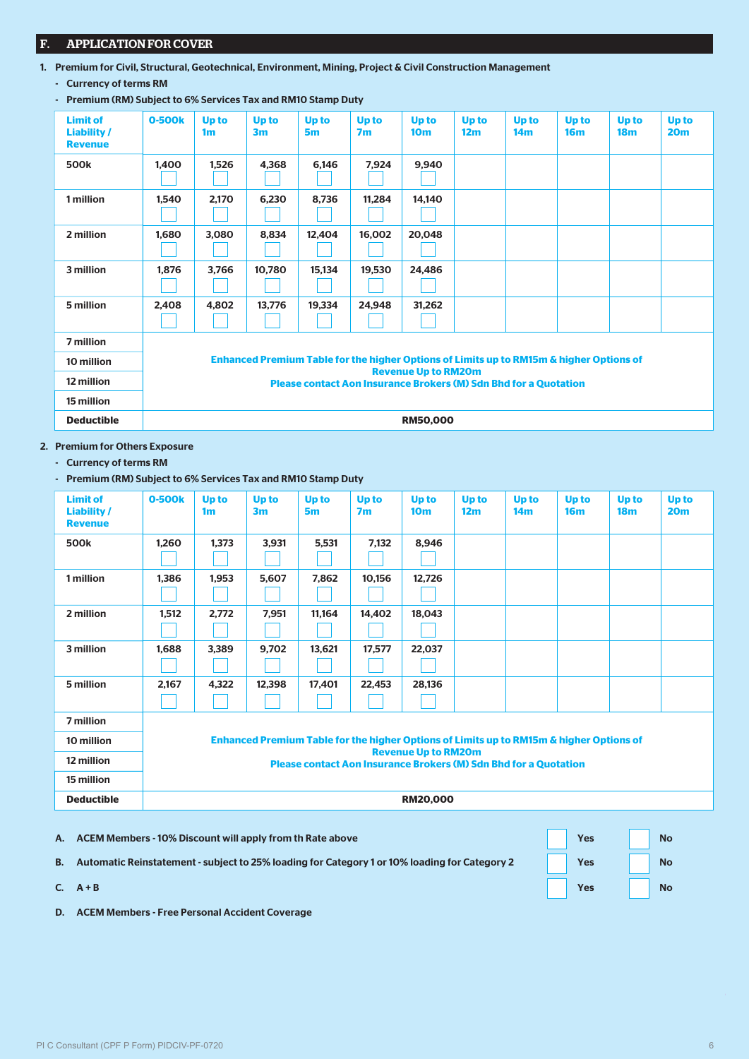## F. APPLICATION FOR COVER

1. **Premium for Civil, Structural, Geotechnical, Environment, Mining, Project & Civil Construction Management**
   - **Currency of terms RM**
   - **Premium (RM) Subject to 6% Services Tax and RM10 Stamp Duty**

| Limit of Liability / Revenue | 0-500k | Up to 1m | Up to 3m | Up to 5m | Up to 7m | Up to 10m | Up to 12m | Up to 14m | Up to 16m | Up to 18m | Up to 20m |
|---|---|---|---|---|---|---|---|---|---|---|---|
| 500k | 1,400 ☐ | 1,526 ☐ | 4,368 ☐ | 6,146 ☐ | 7,924 ☐ | 9,940 ☐ | | | | | |
| 1 million | 1,540 ☐ | 2,170 ☐ | 6,230 ☐ | 8,736 ☐ | 11,284 ☐ | 14,140 ☐ | | | | | |
| 2 million | 1,680 ☐ | 3,080 ☐ | 8,834 ☐ | 12,404 ☐ | 16,002 ☐ | 20,048 ☐ | | | | | |
| 3 million | 1,876 ☐ | 3,766 ☐ | 10,780 ☐ | 15,134 ☐ | 19,530 ☐ | 24,486 ☐ | | | | | |
| 5 million | 2,408 ☐ | 4,802 ☐ | 13,776 ☐ | 19,334 ☐ | 24,948 ☐ | 31,262 ☐ | | | | | |
| 7 million | Enhanced Premium Table for the higher Options of Limits up to RM15m & higher Options of Revenue Up to RM20m. Please contact Aon Insurance Brokers (M) Sdn Bhd for a Quotation | | | | | | | | | | |
| 10 million | | | | | | | | | | | |
| 12 million | | | | | | | | | | | |
| 15 million | | | | | | | | | | | |
| Deductible | RM50,000 | | | | | | | | | | |

2. **Premium for Others Exposure**
   - **Currency of terms RM**
   - **Premium (RM) Subject to 6% Services Tax and RM10 Stamp Duty**

| Limit of Liability / Revenue | 0-500k | Up to 1m | Up to 3m | Up to 5m | Up to 7m | Up to 10m | Up to 12m | Up to 14m | Up to 16m | Up to 18m | Up to 20m |
|---|---|---|---|---|---|---|---|---|---|---|---|
| 500k | 1,260 ☐ | 1,373 ☐ | 3,931 ☐ | 5,531 ☐ | 7,132 ☐ | 8,946 ☐ | | | | | |
| 1 million | 1,386 ☐ | 1,953 ☐ | 5,607 ☐ | 7,862 ☐ | 10,156 ☐ | 12,726 ☐ | | | | | |
| 2 million | 1,512 ☐ | 2,772 ☐ | 7,951 ☐ | 11,164 ☐ | 14,402 ☐ | 18,043 ☐ | | | | | |
| 3 million | 1,688 ☐ | 3,389 ☐ | 9,702 ☐ | 13,621 ☐ | 17,577 ☐ | 22,037 ☐ | | | | | |
| 5 million | 2,167 ☐ | 4,322 ☐ | 12,398 ☐ | 17,401 ☐ | 22,453 ☐ | 28,136 ☐ | | | | | |
| 7 million | Enhanced Premium Table for the higher Options of Limits up to RM15m & higher Options of Revenue Up to RM20m. Please contact Aon Insurance Brokers (M) Sdn Bhd for a Quotation | | | | | | | | | | |
| 10 million | | | | | | | | | | | |
| 12 million | | | | | | | | | | | |
| 15 million | | | | | | | | | | | |
| Deductible | RM20,000 | | | | | | | | | | |

**A.** **ACEM Members - 10% Discount will apply from th Rate above** ☐ Yes ☐ No

**B.** **Automatic Reinstatement - subject to 25% loading for Category 1 or 10% loading for Category 2** ☐ Yes ☐ No

**C.** **A + B** ☐ Yes ☐ No

**D.** **ACEM Members - Free Personal Accident Coverage**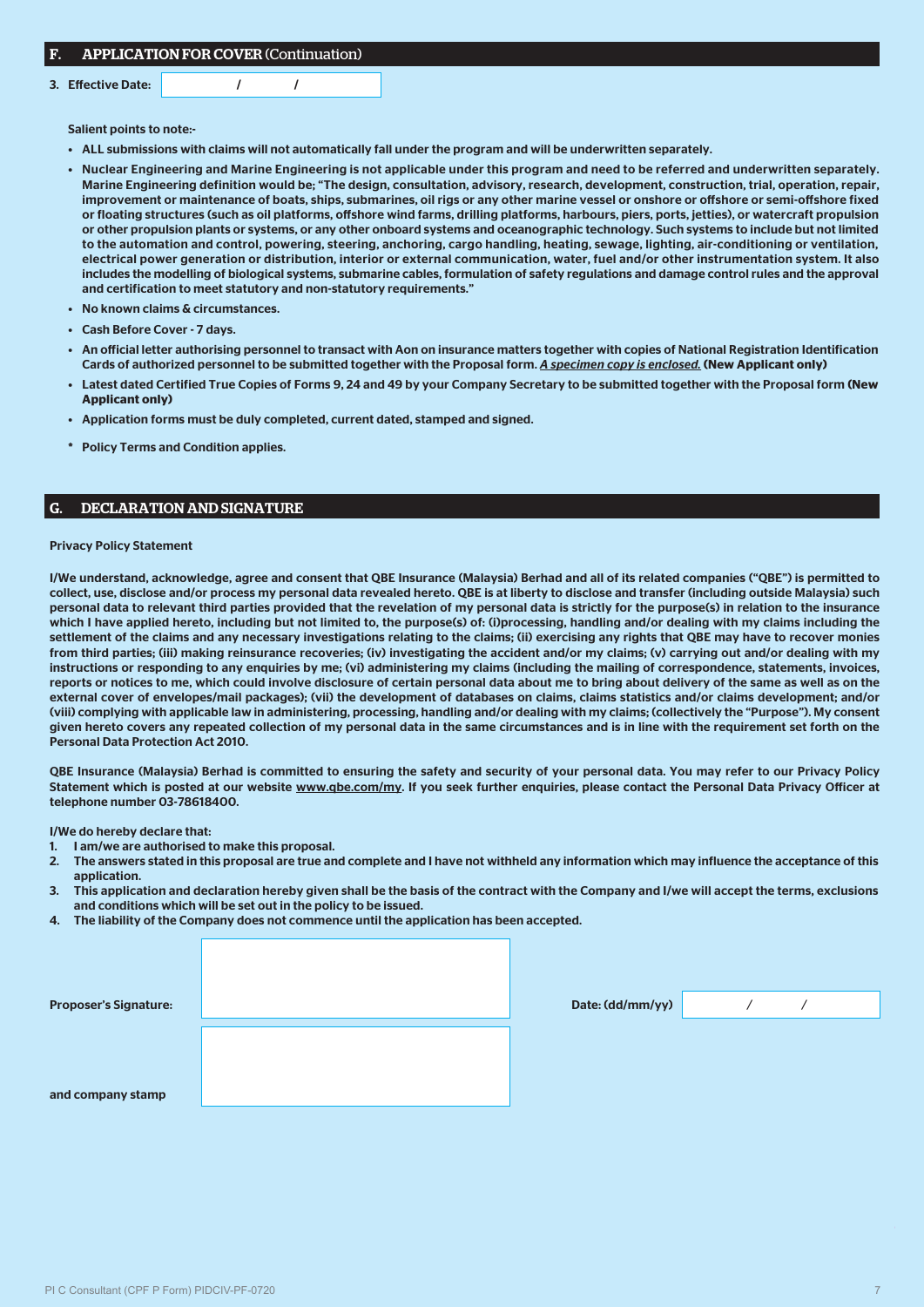## F. APPLICATION FOR COVER (Continuation)

3. **Effective Date:** / /

**Salient points to note:-**

- **ALL submissions with claims will not automatically fall under the program and will be underwritten separately.**
- **Nuclear Engineering and Marine Engineering is not applicable under this program and need to be referred and underwritten separately. Marine Engineering definition would be; "The design, consultation, advisory, research, development, construction, trial, operation, repair, improvement or maintenance of boats, ships, submarines, oil rigs or any other marine vessel or onshore or offshore or semi-offshore fixed or floating structures (such as oil platforms, offshore wind farms, drilling platforms, harbours, piers, ports, jetties), or watercraft propulsion or other propulsion plants or systems, or any other onboard systems and oceanographic technology. Such systems to include but not limited to the automation and control, powering, steering, anchoring, cargo handling, heating, sewage, lighting, air-conditioning or ventilation, electrical power generation or distribution, interior or external communication, water, fuel and/or other instrumentation system. It also includes the modelling of biological systems, submarine cables, formulation of safety regulations and damage control rules and the approval and certification to meet statutory and non-statutory requirements."**
- **No known claims & circumstances.**
- **Cash Before Cover - 7 days.**
- **An official letter authorising personnel to transact with Aon on insurance matters together with copies of National Registration Identification Cards of authorized personnel to be submitted together with the Proposal form.** ***A specimen copy is enclosed.*** **(New Applicant only)**
- **Latest dated Certified True Copies of Forms 9, 24 and 49 by your Company Secretary to be submitted together with the Proposal form (New Applicant only)**
- **Application forms must be duly completed, current dated, stamped and signed.**

\* **Policy Terms and Condition applies.**

## G. DECLARATION AND SIGNATURE

**Privacy Policy Statement**

**I/We understand, acknowledge, agree and consent that QBE Insurance (Malaysia) Berhad and all of its related companies ("QBE") is permitted to collect, use, disclose and/or process my personal data revealed hereto. QBE is at liberty to disclose and transfer (including outside Malaysia) such personal data to relevant third parties provided that the revelation of my personal data is strictly for the purpose(s) in relation to the insurance which I have applied hereto, including but not limited to, the purpose(s) of: (i)processing, handling and/or dealing with my claims including the settlement of the claims and any necessary investigations relating to the claims; (ii) exercising any rights that QBE may have to recover monies from third parties; (iii) making reinsurance recoveries; (iv) investigating the accident and/or my claims; (v) carrying out and/or dealing with my instructions or responding to any enquiries by me; (vi) administering my claims (including the mailing of correspondence, statements, invoices, reports or notices to me, which could involve disclosure of certain personal data about me to bring about delivery of the same as well as on the external cover of envelopes/mail packages); (vii) the development of databases on claims, claims statistics and/or claims development; and/or (viii) complying with applicable law in administering, processing, handling and/or dealing with my claims; (collectively the "Purpose"). My consent given hereto covers any repeated collection of my personal data in the same circumstances and is in line with the requirement set forth on the Personal Data Protection Act 2010.**

**QBE Insurance (Malaysia) Berhad is committed to ensuring the safety and security of your personal data. You may refer to our Privacy Policy Statement which is posted at our website www.qbe.com/my. If you seek further enquiries, please contact the Personal Data Privacy Officer at telephone number 03-78618400.**

**I/We do hereby declare that:**

1. **I am/we are authorised to make this proposal.**
2. **The answers stated in this proposal are true and complete and I have not withheld any information which may influence the acceptance of this application.**
3. **This application and declaration hereby given shall be the basis of the contract with the Company and I/we will accept the terms, exclusions and conditions which will be set out in the policy to be issued.**
4. **The liability of the Company does not commence until the application has been accepted.**

**Proposer's Signature:** ____________________ **Date: (dd/mm/yy)** / /

**and company stamp** ____________________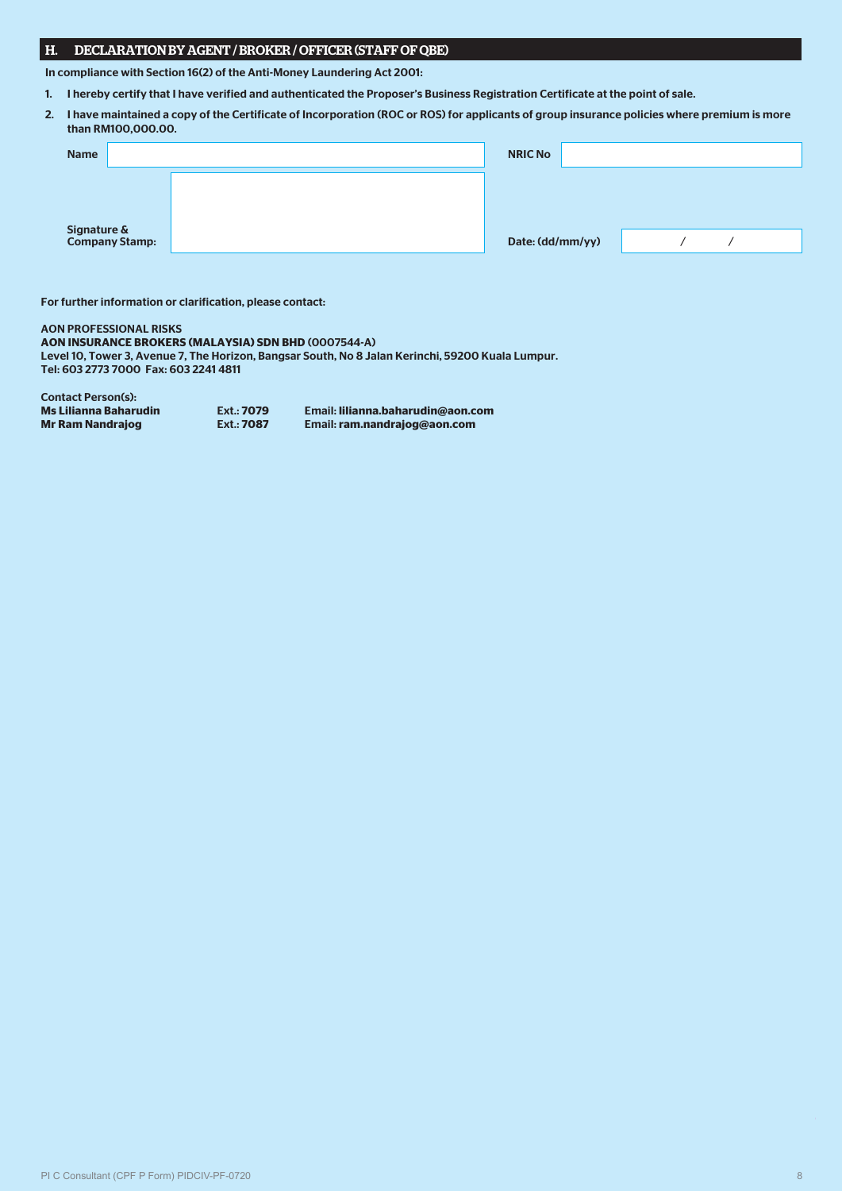## H. DECLARATION BY AGENT / BROKER / OFFICER (STAFF OF QBE)

**In compliance with Section 16(2) of the Anti-Money Laundering Act 2001:**

1. **I hereby certify that I have verified and authenticated the Proposer's Business Registration Certificate at the point of sale.**
2. **I have maintained a copy of the Certificate of Incorporation (ROC or ROS) for applicants of group insurance policies where premium is more than RM100,000.00.**

| | | | |
|---|---|---|---|
| **Name** | | **NRIC No** | |
| **Signature & Company Stamp:** | | **Date: (dd/mm/yy)** | / / |

**For further information or clarification, please contact:**

**AON PROFESSIONAL RISKS**
**AON INSURANCE BROKERS (MALAYSIA) SDN BHD** (0007544-A)
**Level 10, Tower 3, Avenue 7, The Horizon, Bangsar South, No 8 Jalan Kerinchi, 59200 Kuala Lumpur.**
**Tel: 603 2773 7000 Fax: 603 2241 4811**

**Contact Person(s):**

| | | |
|---|---|---|
| **Ms Lilianna Baharudin** | Ext.: **7079** | Email: **lilianna.baharudin@aon.com** |
| **Mr Ram Nandrajog** | Ext.: **7087** | Email: **ram.nandrajog@aon.com** |

PI C Consultant (CPF P Form) PIDCIV-PF-0720